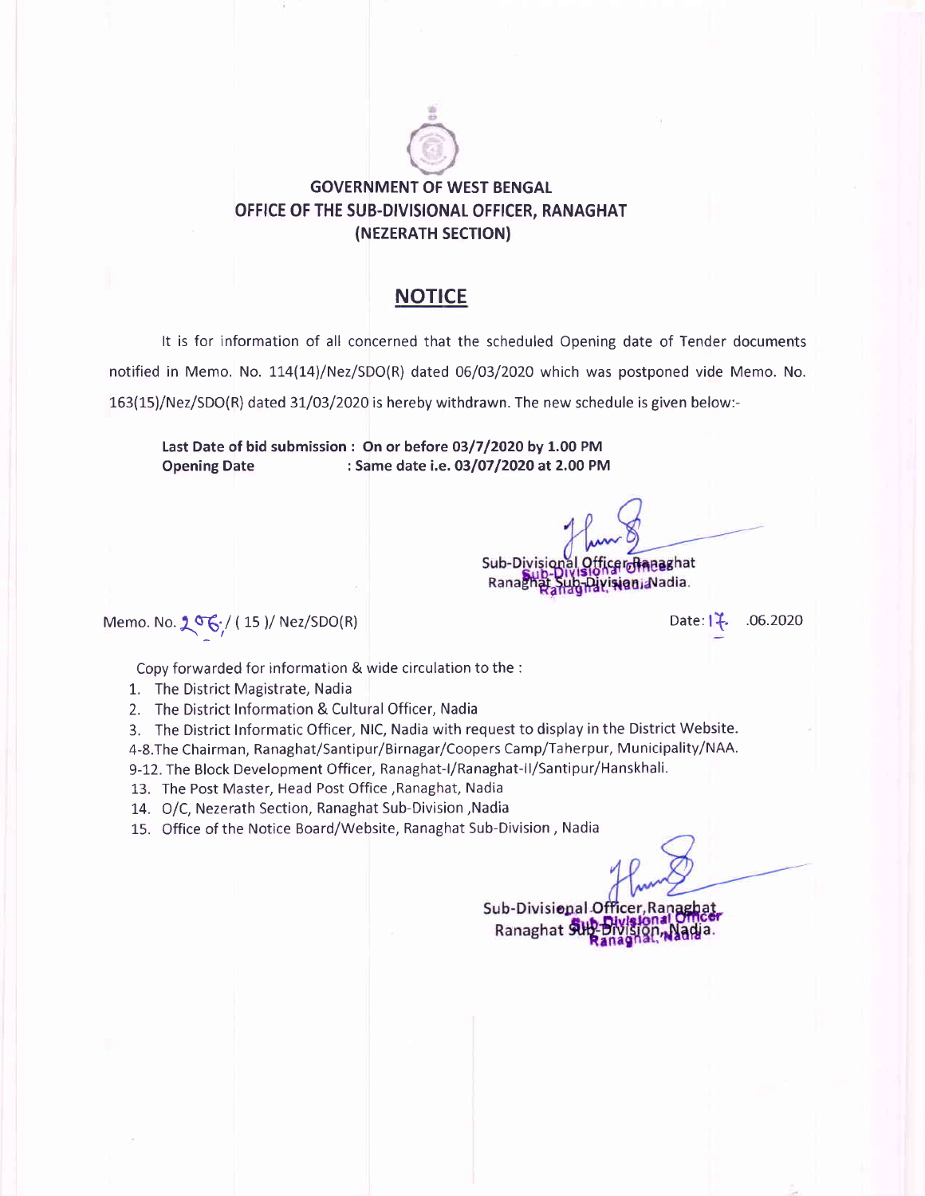**GOVERNMENT OF WEST BENGAL**
**OFFICE OF THE SUB-DIVISIONAL OFFICER, RANAGHAT**
**(NEZERATH SECTION)**

## NOTICE

It is for information of all concerned that the scheduled Opening date of Tender documents notified in Memo. No. 114(14)/Nez/SDO(R) dated 06/03/2020 which was postponed vide Memo. No. 163(15)/Nez/SDO(R) dated 31/03/2020 is hereby withdrawn. The new schedule is given below:-

**Last Date of bid submission : On or before 03/7/2020 by 1.00 PM**
**Opening Date : Same date i.e. 03/07/2020 at 2.00 PM**

Sub-Divisional Officer, Ranaghat
Ranaghat Sub-Division, Nadia.

Memo. No. 206/ ( 15 )/ Nez/SDO(R)

Date: 17 .06.2020

Copy forwarded for information & wide circulation to the :

1. The District Magistrate, Nadia
2. The District Information & Cultural Officer, Nadia
3. The District Informatic Officer, NIC, Nadia with request to display in the District Website.

4-8. The Chairman, Ranaghat/Santipur/Birnagar/Coopers Camp/Taherpur, Municipality/NAA.

9-12. The Block Development Officer, Ranaghat-I/Ranaghat-II/Santipur/Hanskhali.

13. The Post Master, Head Post Office ,Ranaghat, Nadia
14. O/C, Nezerath Section, Ranaghat Sub-Division ,Nadia
15. Office of the Notice Board/Website, Ranaghat Sub-Division , Nadia

Sub-Divisional Officer, Ranaghat
Ranaghat Sub-Division, Nadia.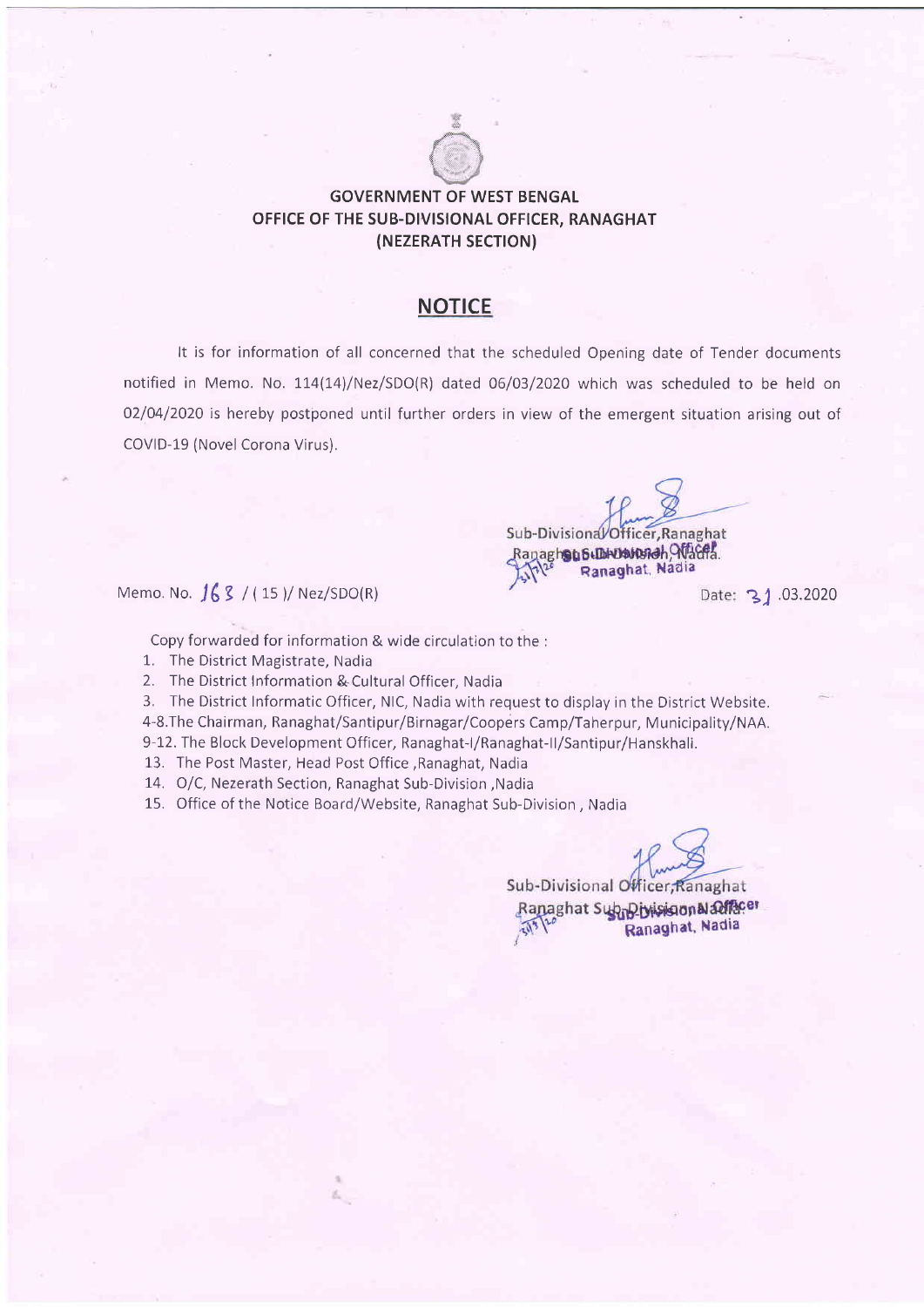**GOVERNMENT OF WEST BENGAL**
**OFFICE OF THE SUB-DIVISIONAL OFFICER, RANAGHAT**
**(NEZERATH SECTION)**

## NOTICE

It is for information of all concerned that the scheduled Opening date of Tender documents notified in Memo. No. 114(14)/Nez/SDO(R) dated 06/03/2020 which was scheduled to be held on 02/04/2020 is hereby postponed until further orders in view of the emergent situation arising out of COVID-19 (Novel Corona Virus).

Sub-Divisional Officer, Ranaghat
Ranaghat Sub-Division, Nadia.

Memo. No. 163 / ( 15 )/ Nez/SDO(R) Date: 31 .03.2020

Copy forwarded for information & wide circulation to the :

1. The District Magistrate, Nadia
2. The District Information & Cultural Officer, Nadia
3. The District Informatic Officer, NIC, Nadia with request to display in the District Website.

4-8. The Chairman, Ranaghat/Santipur/Birnagar/Coopers Camp/Taherpur, Municipality/NAA.

9-12. The Block Development Officer, Ranaghat-I/Ranaghat-II/Santipur/Hanskhali.

13. The Post Master, Head Post Office ,Ranaghat, Nadia
14. O/C, Nezerath Section, Ranaghat Sub-Division ,Nadia
15. Office of the Notice Board/Website, Ranaghat Sub-Division , Nadia

Sub-Divisional Officer, Ranaghat
Ranaghat Sub-Division, Nadia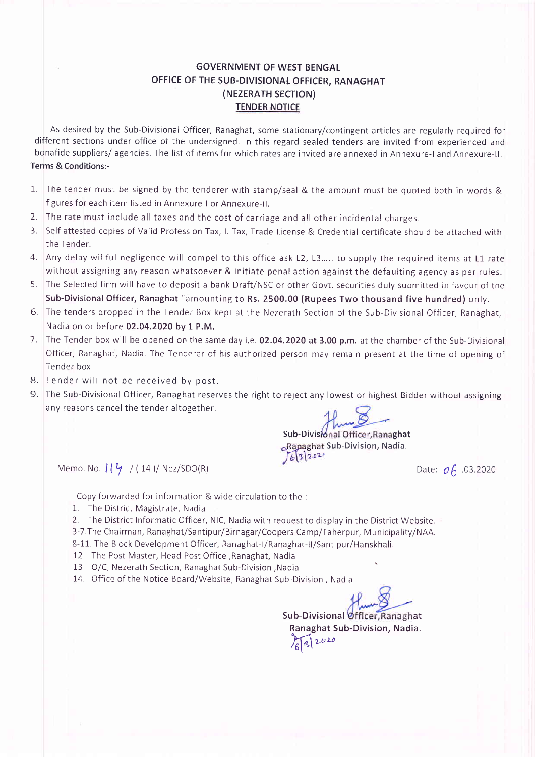# GOVERNMENT OF WEST BENGAL
## OFFICE OF THE SUB-DIVISIONAL OFFICER, RANAGHAT
## (NEZERATH SECTION)
## TENDER NOTICE

As desired by the Sub-Divisional Officer, Ranaghat, some stationary/contingent articles are regularly required for different sections under office of the undersigned. In this regard sealed tenders are invited from experienced and bonafide suppliers/ agencies. The list of items for which rates are invited are annexed in Annexure-I and Annexure-II.

**Terms & Conditions:-**

1. The tender must be signed by the tenderer with stamp/seal & the amount must be quoted both in words & figures for each item listed in Annexure-I or Annexure-II.
2. The rate must include all taxes and the cost of carriage and all other incidental charges.
3. Self attested copies of Valid Profession Tax, I. Tax, Trade License & Credential certificate should be attached with the Tender.
4. Any delay willful negligence will compel to this office ask L2, L3….. to supply the required items at L1 rate without assigning any reason whatsoever & initiate penal action against the defaulting agency as per rules.
5. The Selected firm will have to deposit a bank Draft/NSC or other Govt. securities duly submitted in favour of the **Sub-Divisional Officer, Ranaghat** "amounting to **Rs. 2500.00 (Rupees Two thousand five hundred)** only.
6. The tenders dropped in the Tender Box kept at the Nezerath Section of the Sub-Divisional Officer, Ranaghat, Nadia on or before **02.04.2020 by 1 P.M.**
7. The Tender box will be opened on the same day i.e. **02.04.2020 at 3.00 p.m.** at the chamber of the Sub-Divisional Officer, Ranaghat, Nadia. The Tenderer of his authorized person may remain present at the time of opening of Tender box.
8. Tender will not be received by post.
9. The Sub-Divisional Officer, Ranaghat reserves the right to reject any lowest or highest Bidder without assigning any reasons cancel the tender altogether.

Sub-Divisional Officer,Ranaghat
Ranaghat Sub-Division, Nadia.
6/3/2020

Memo. No. 114 / ( 14 )/ Nez/SDO(R) Date: 06 .03.2020

Copy forwarded for information & wide circulation to the :

1. The District Magistrate, Nadia
2. The District Informatic Officer, NIC, Nadia with request to display in the District Website.

3-7. The Chairman, Ranaghat/Santipur/Birnagar/Coopers Camp/Taherpur, Municipality/NAA.

8-11. The Block Development Officer, Ranaghat-I/Ranaghat-II/Santipur/Hanskhali.

12. The Post Master, Head Post Office ,Ranaghat, Nadia
13. O/C, Nezerath Section, Ranaghat Sub-Division ,Nadia
14. Office of the Notice Board/Website, Ranaghat Sub-Division , Nadia

Sub-Divisional Officer,Ranaghat
Ranaghat Sub-Division, Nadia.
6/3/2020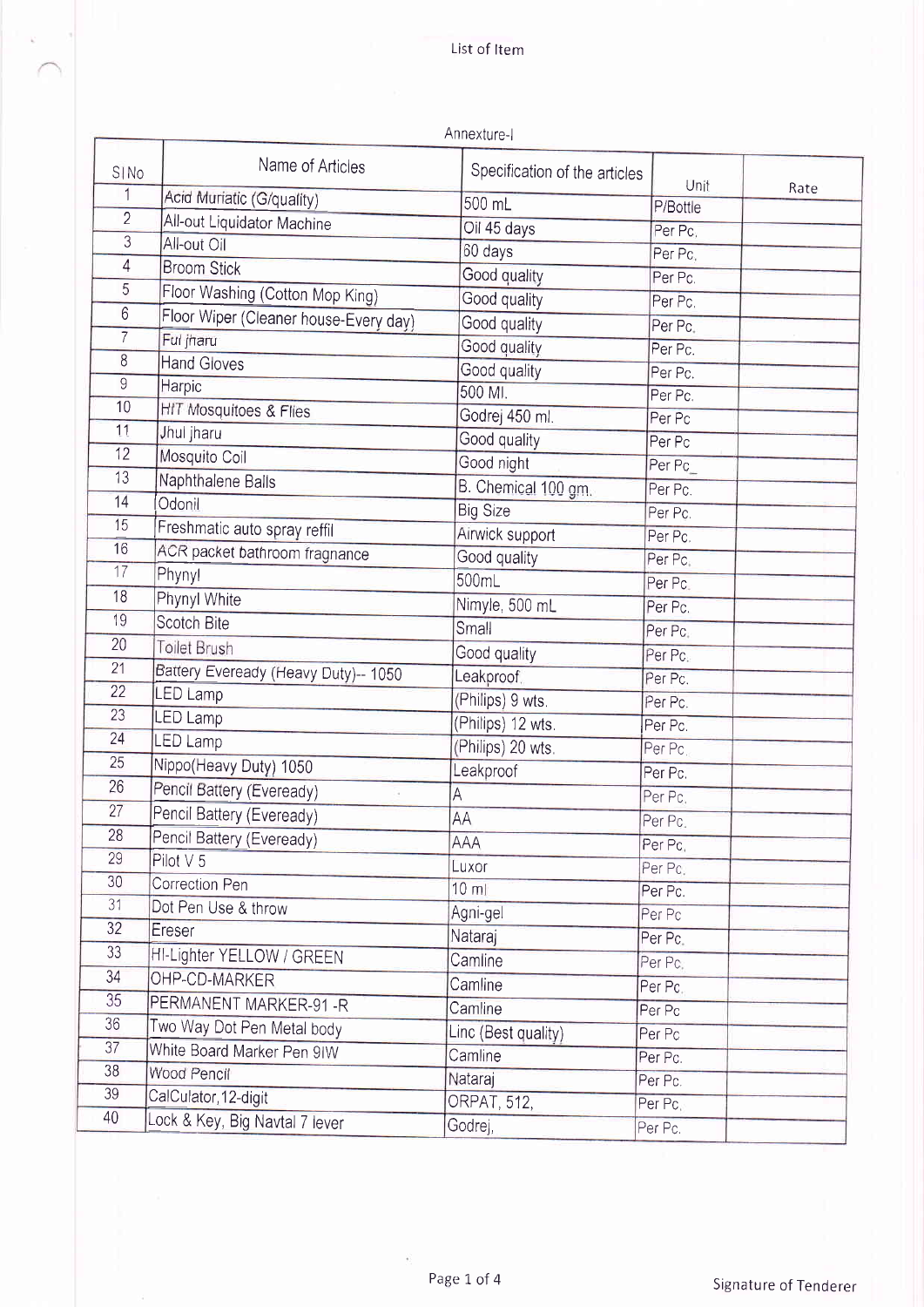List of Item

Annexure-I

| SlNo | Name of Articles | Specification of the articles | Unit | Rate |
|---|---|---|---|---|
| 1 | Acid Muriatic (G/quality) | 500 mL | P/Bottle | |
| 2 | All-out Liquidator Machine | Oil 45 days | Per Pc. | |
| 3 | All-out Oil | 60 days | Per Pc. | |
| 4 | Broom Stick | Good quality | Per Pc. | |
| 5 | Floor Washing (Cotton Mop King) | Good quality | Per Pc. | |
| 6 | Floor Wiper (Cleaner house-Every day) | Good quality | Per Pc. | |
| 7 | Ful jharu | Good quality | Per Pc. | |
| 8 | Hand Gloves | Good quality | Per Pc. | |
| 9 | Harpic | 500 Ml. | Per Pc. | |
| 10 | HIT Mosquitoes & Flies | Godrej 450 ml. | Per Pc | |
| 11 | Jhul jharu | Good quality | Per Pc | |
| 12 | Mosquito Coil | Good night | Per Pc_ | |
| 13 | Naphthalene Balls | B. Chemical 100 gm. | Per Pc. | |
| 14 | Odonil | Big Size | Per Pc. | |
| 15 | Freshmatic auto spray reffil | Airwick support | Per Pc. | |
| 16 | ACR packet bathroom fragnance | Good quality | Per Pc. | |
| 17 | Phynyl | 500mL | Per Pc. | |
| 18 | Phynyl White | Nimyle, 500 mL | Per Pc. | |
| 19 | Scotch Bite | Small | Per Pc. | |
| 20 | Toilet Brush | Good quality | Per Pc. | |
| 21 | Battery Eveready (Heavy Duty)-- 1050 | Leakproof | Per Pc. | |
| 22 | LED Lamp | (Philips) 9 wts. | Per Pc. | |
| 23 | LED Lamp | (Philips) 12 wts. | Per Pc. | |
| 24 | LED Lamp | (Philips) 20 wts. | Per Pc. | |
| 25 | Nippo(Heavy Duty) 1050 | Leakproof | Per Pc. | |
| 26 | Pencil Battery (Eveready) | A | Per Pc. | |
| 27 | Pencil Battery (Eveready) | AA | Per Pc. | |
| 28 | Pencil Battery (Eveready) | AAA | Per Pc. | |
| 29 | Pilot V 5 | Luxor | Per Pc. | |
| 30 | Correction Pen | 10 ml | Per Pc. | |
| 31 | Dot Pen Use & throw | Agni-gel | Per Pc | |
| 32 | Ereser | Nataraj | Per Pc. | |
| 33 | HI-Lighter YELLOW / GREEN | Camline | Per Pc. | |
| 34 | OHP-CD-MARKER | Camline | Per Pc. | |
| 35 | PERMANENT MARKER-91 -R | Camline | Per Pc | |
| 36 | Two Way Dot Pen Metal body | Linc (Best quality) | Per Pc | |
| 37 | White Board Marker Pen 9IW | Camline | Per Pc. | |
| 38 | Wood Pencil | Nataraj | Per Pc. | |
| 39 | CalCulator,12-digit | ORPAT, 512, | Per Pc. | |
| 40 | Lock & Key, Big Navtal 7 lever | Godrej, | Per Pc. | |

Signature of Tenderer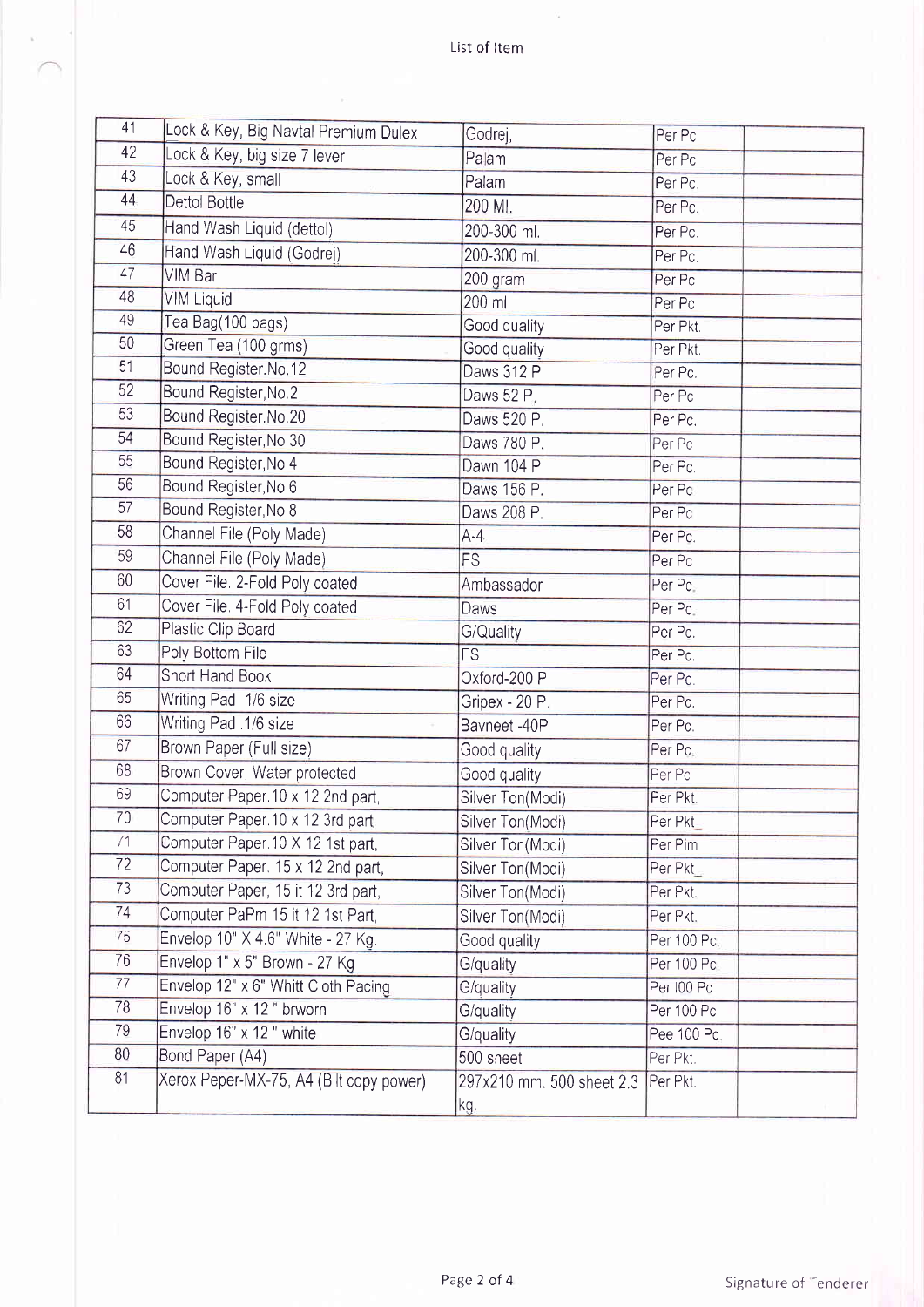List of Item

| 41 | Lock & Key, Big Navtal Premium Dulex | Godrej, | Per Pc. | |
|---|---|---|---|---|
| 42 | Lock & Key, big size 7 lever | Palam | Per Pc. | |
| 43 | Lock & Key, small | Palam | Per Pc. | |
| 44 | Dettol Bottle | 200 Ml. | Per Pc. | |
| 45 | Hand Wash Liquid (dettol) | 200-300 ml. | Per Pc. | |
| 46 | Hand Wash Liquid (Godrej) | 200-300 ml. | Per Pc. | |
| 47 | VIM Bar | 200 gram | Per Pc | |
| 48 | VIM Liquid | 200 ml. | Per Pc | |
| 49 | Tea Bag(100 bags) | Good quality | Per Pkt. | |
| 50 | Green Tea (100 grms) | Good quality | Per Pkt. | |
| 51 | Bound Register.No.12 | Daws 312 P. | Per Pc. | |
| 52 | Bound Register,No.2 | Daws 52 P. | Per Pc | |
| 53 | Bound Register.No.20 | Daws 520 P. | Per Pc. | |
| 54 | Bound Register,No.30 | Daws 780 P. | Per Pc | |
| 55 | Bound Register,No.4 | Dawn 104 P. | Per Pc. | |
| 56 | Bound Register,No.6 | Daws 156 P. | Per Pc | |
| 57 | Bound Register,No.8 | Daws 208 P. | Per Pc | |
| 58 | Channel File (Poly Made) | A-4 | Per Pc. | |
| 59 | Channel File (Poly Made) | FS | Per Pc | |
| 60 | Cover File. 2-Fold Poly coated | Ambassador | Per Pc. | |
| 61 | Cover File. 4-Fold Poly coated | Daws | Per Pc. | |
| 62 | Plastic Clip Board | G/Quality | Per Pc. | |
| 63 | Poly Bottom File | FS | Per Pc. | |
| 64 | Short Hand Book | Oxford-200 P | Per Pc. | |
| 65 | Writing Pad -1/6 size | Gripex - 20 P. | Per Pc. | |
| 66 | Writing Pad .1/6 size | Bavneet -40P | Per Pc. | |
| 67 | Brown Paper (Full size) | Good quality | Per Pc. | |
| 68 | Brown Cover, Water protected | Good quality | Per Pc | |
| 69 | Computer Paper.10 x 12 2nd part, | Silver Ton(Modi) | Per Pkt. | |
| 70 | Computer Paper.10 x 12 3rd part | Silver Ton(Modi) | Per Pkt_ | |
| 71 | Computer Paper.10 X 12 1st part, | Silver Ton(Modi) | Per Pim | |
| 72 | Computer Paper. 15 x 12 2nd part, | Silver Ton(Modi) | Per Pkt_ | |
| 73 | Computer Paper, 15 it 12 3rd part, | Silver Ton(Modi) | Per Pkt. | |
| 74 | Computer PaPm 15 it 12 1st Part, | Silver Ton(Modi) | Per Pkt. | |
| 75 | Envelop 10" X 4.6" White - 27 Kg. | Good quality | Per 100 Pc. | |
| 76 | Envelop 1" x 5" Brown - 27 Kg | G/quality | Per 100 Pc. | |
| 77 | Envelop 12" x 6" Whitt Cloth Pacing | G/quality | Per I00 Pc | |
| 78 | Envelop 16" x 12 " brworn | G/quality | Per 100 Pc. | |
| 79 | Envelop 16" x 12 " white | G/quality | Pee 100 Pc. | |
| 80 | Bond Paper (A4) | 500 sheet | Per Pkt. | |
| 81 | Xerox Peper-MX-75, A4 (Bilt copy power) | 297x210 mm. 500 sheet 2.3 kg. | Per Pkt. | |

Signature of Tenderer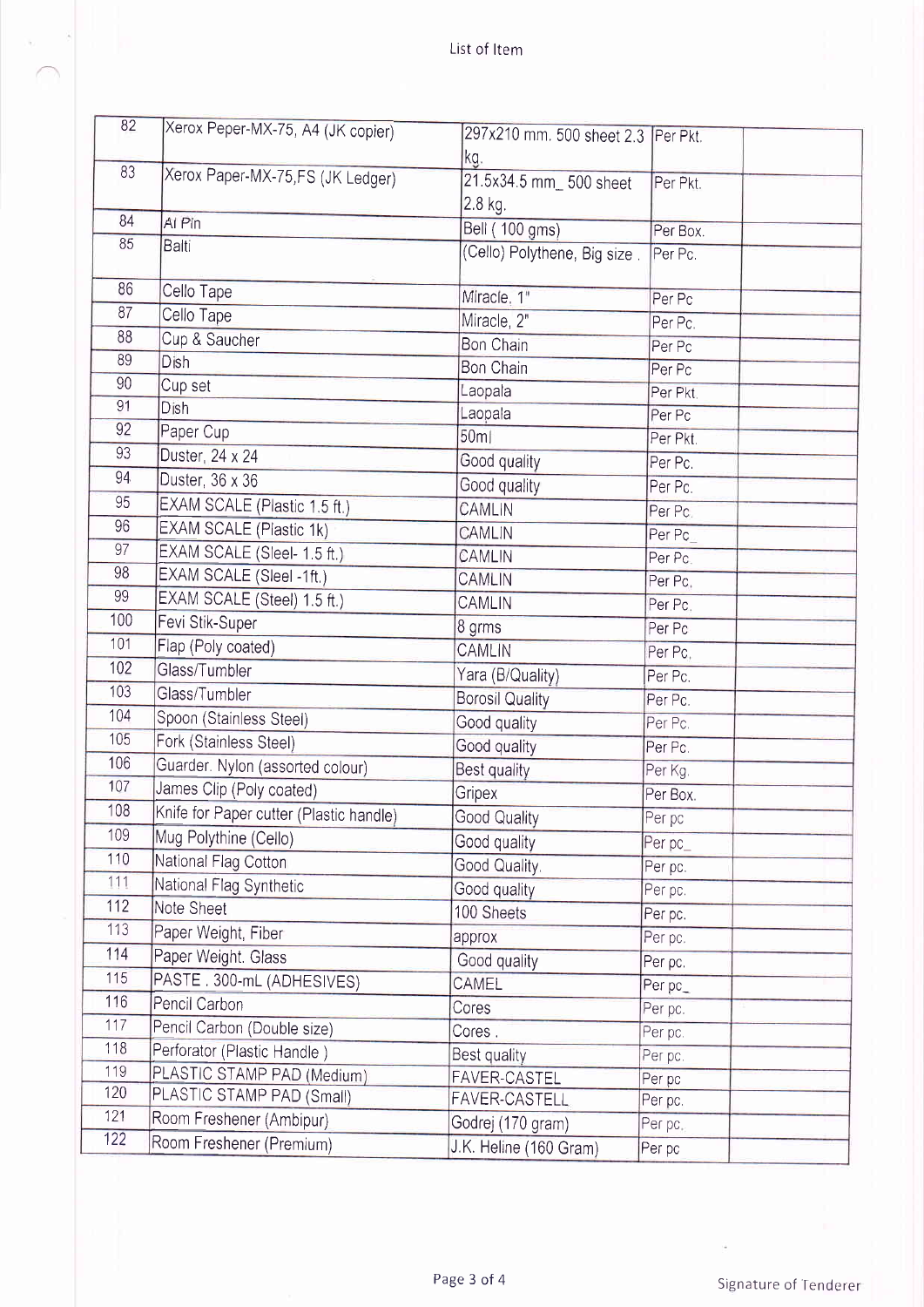List of Item

| | | | | |
|---|---|---|---|---|
| 82 | Xerox Peper-MX-75, A4 (JK copier) | 297x210 mm. 500 sheet 2.3 kg. | Per Pkt. | |
| 83 | Xerox Paper-MX-75,FS (JK Ledger) | 21.5x34.5 mm_ 500 sheet 2.8 kg. | Per Pkt. | |
| 84 | Al Pin | Bell ( 100 gms) | Per Box. | |
| 85 | Balti | (Cello) Polythene, Big size . | Per Pc. | |
| 86 | Cello Tape | Miracle, 1" | Per Pc | |
| 87 | Cello Tape | Miracle, 2" | Per Pc. | |
| 88 | Cup & Saucher | Bon Chain | Per Pc | |
| 89 | Dish | Bon Chain | Per Pc | |
| 90 | Cup set | Laopala | Per Pkt. | |
| 91 | Dish | Laopala | Per Pc | |
| 92 | Paper Cup | 50ml | Per Pkt. | |
| 93 | Duster, 24 x 24 | Good quality | Per Pc. | |
| 94 | Duster, 36 x 36 | Good quality | Per Pc. | |
| 95 | EXAM SCALE (Plastic 1.5 ft.) | CAMLIN | Per Pc. | |
| 96 | EXAM SCALE (Plastic 1k) | CAMLIN | Per Pc_ | |
| 97 | EXAM SCALE (Sleel- 1.5 ft.) | CAMLIN | Per Pc. | |
| 98 | EXAM SCALE (Sleel -1ft.) | CAMLIN | Per Pc, | |
| 99 | EXAM SCALE (Steel) 1.5 ft.) | CAMLIN | Per Pc. | |
| 100 | Fevi Stik-Super | 8 grms | Per Pc | |
| 101 | Flap (Poly coated) | CAMLIN | Per Pc, | |
| 102 | Glass/Tumbler | Yara (B/Quality) | Per Pc. | |
| 103 | Glass/Tumbler | Borosil Quality | Per Pc. | |
| 104 | Spoon (Stainless Steel) | Good quality | Per Pc. | |
| 105 | Fork (Stainless Steel) | Good quality | Per Pc. | |
| 106 | Guarder. Nylon (assorted colour) | Best quality | Per Kg. | |
| 107 | James Clip (Poly coated) | Gripex | Per Box. | |
| 108 | Knife for Paper cutter (Plastic handle) | Good Quality | Per pc | |
| 109 | Mug Polythine (Cello) | Good quality | Per pc_ | |
| 110 | National Flag Cotton | Good Quality. | Per pc. | |
| 111 | National Flag Synthetic | Good quality | Per pc. | |
| 112 | Note Sheet | 100 Sheets | Per pc. | |
| 113 | Paper Weight, Fiber | approx | Per pc. | |
| 114 | Paper Weight. Glass | Good quality | Per pc. | |
| 115 | PASTE . 300-mL (ADHESIVES) | CAMEL | Per pc_ | |
| 116 | Pencil Carbon | Cores | Per pc. | |
| 117 | Pencil Carbon (Double size) | Cores . | Per pc. | |
| 118 | Perforator (Plastic Handle ) | Best quality | Per pc. | |
| 119 | PLASTIC STAMP PAD (Medium) | FAVER-CASTEL | Per pc | |
| 120 | PLASTIC STAMP PAD (Small) | FAVER-CASTELL | Per pc. | |
| 121 | Room Freshener (Ambipur) | Godrej (170 gram) | Per pc. | |
| 122 | Room Freshener (Premium) | J.K. Heline (160 Gram) | Per pc | |

Signature of Tenderer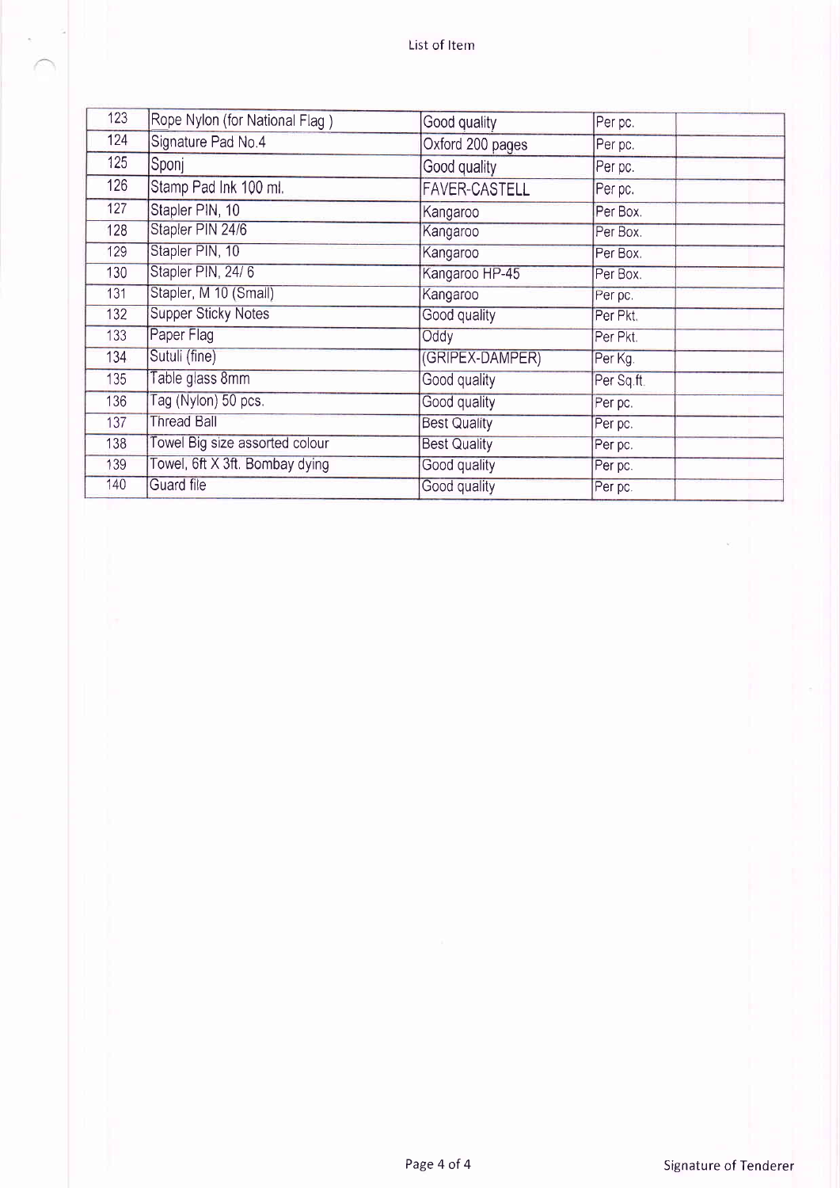List of Item

| 123 | Rope Nylon (for National Flag ) | Good quality | Per pc. | |
|---|---|---|---|---|
| 124 | Signature Pad No.4 | Oxford 200 pages | Per pc. | |
| 125 | Sponj | Good quality | Per pc. | |
| 126 | Stamp Pad Ink 100 ml. | FAVER-CASTELL | Per pc. | |
| 127 | Stapler PIN, 10 | Kangaroo | Per Box. | |
| 128 | Stapler PIN 24/6 | Kangaroo | Per Box. | |
| 129 | Stapler PIN, 10 | Kangaroo | Per Box. | |
| 130 | Stapler PIN, 24/ 6 | Kangaroo HP-45 | Per Box. | |
| 131 | Stapler, M 10 (Small) | Kangaroo | Per pc. | |
| 132 | Supper Sticky Notes | Good quality | Per Pkt. | |
| 133 | Paper Flag | Oddy | Per Pkt. | |
| 134 | Sutuli (fine) | (GRIPEX-DAMPER) | Per Kg. | |
| 135 | Table glass 8mm | Good quality | Per Sq.ft. | |
| 136 | Tag (Nylon) 50 pcs. | Good quality | Per pc. | |
| 137 | Thread Ball | Best Quality | Per pc. | |
| 138 | Towel Big size assorted colour | Best Quality | Per pc. | |
| 139 | Towel, 6ft X 3ft. Bombay dying | Good quality | Per pc. | |
| 140 | Guard file | Good quality | Per pc. | |

Signature of Tenderer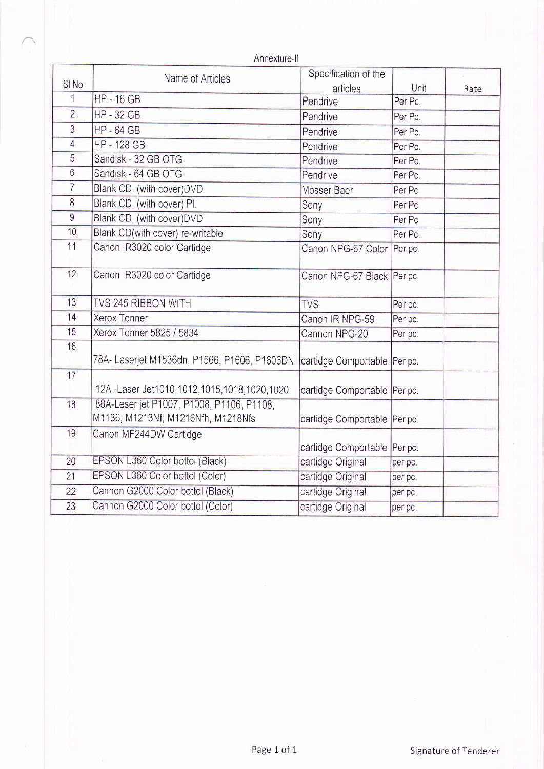Annexure-II

| Sl No | Name of Articles | Specification of the articles | Unit | Rate |
|---|---|---|---|---|
| 1 | HP - 16 GB | Pendrive | Per Pc. | |
| 2 | HP - 32 GB | Pendrive | Per Pc. | |
| 3 | HP - 64 GB | Pendrive | Per Pc. | |
| 4 | HP - 128 GB | Pendrive | Per Pc. | |
| 5 | Sandisk - 32 GB OTG | Pendrive | Per Pc. | |
| 6 | Sandisk - 64 GB OTG | Pendrive | Per Pc. | |
| 7 | Blank CD, (with cover)DVD | Mosser Baer | Per Pc | |
| 8 | Blank CD, (with cover) Pl. | Sony | Per Pc | |
| 9 | Blank CD, (with cover)DVD | Sony | Per Pc | |
| 10 | Blank CD(with cover) re-writable | Sony | Per Pc. | |
| 11 | Canon IR3020 color Cartidge | Canon NPG-67 Color | Per pc. | |
| 12 | Canon IR3020 color Cartidge | Canon NPG-67 Black | Per pc. | |
| 13 | TVS 245 RIBBON WITH | TVS | Per pc. | |
| 14 | Xerox Tonner | Canon IR NPG-59 | Per pc. | |
| 15 | Xerox Tonner 5825 / 5834 | Cannon NPG-20 | Per pc. | |
| 16 | 78A- Laserjet M1536dn, P1566, P1606, P1606DN | cartidge Comportable | Per pc. | |
| 17 | 12A -Laser Jet1010,1012,1015,1018,1020,1020 | cartidge Comportable | Per pc. | |
| 18 | 88A-Leser jet P1007, P1008, P1106, P1108, M1136, M1213Nf, M1216Nfh, M1218Nfs | cartidge Comportable | Per pc. | |
| 19 | Canon MF244DW Cartidge | cartidge Comportable | Per pc. | |
| 20 | EPSON L360 Color bottol (Black) | cartidge Original | per pc. | |
| 21 | EPSON L360 Color bottol (Color) | cartidge Original | per pc. | |
| 22 | Cannon G2000 Color bottol (Black) | cartidge Original | per pc. | |
| 23 | Cannon G2000 Color bottol (Color) | cartidge Original | per pc. | |

Signature of Tenderer